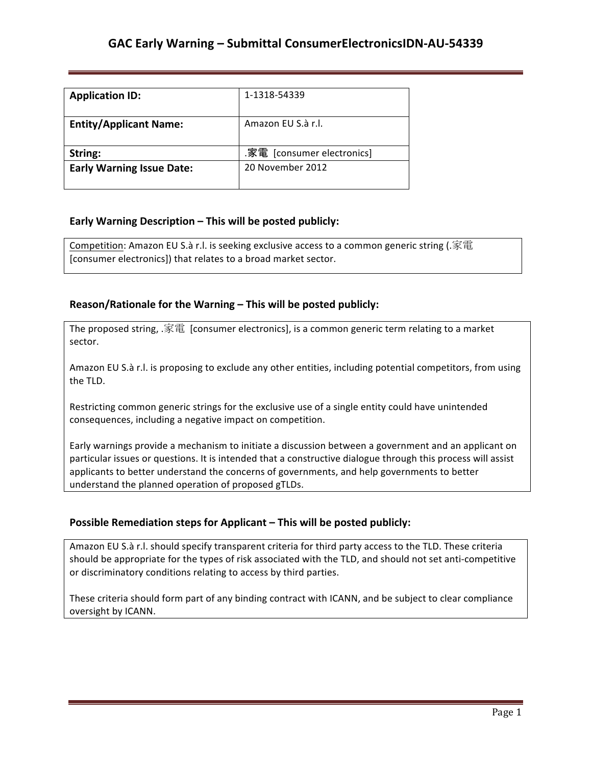# GAC Early Warning – Submittal ConsumerElectronicsIDN-AU-54339

| Application ID: | 1-1318-54339 |
|---|---|
| Entity/Applicant Name: | Amazon EU S.à r.l. |
| String: | .家電 [consumer electronics] |
| Early Warning Issue Date: | 20 November 2012 |

## Early Warning Description – This will be posted publicly:

Competition: Amazon EU S.à r.l. is seeking exclusive access to a common generic string (.家電 [consumer electronics]) that relates to a broad market sector.

## Reason/Rationale for the Warning – This will be posted publicly:

The proposed string, .家電 [consumer electronics], is a common generic term relating to a market sector.

Amazon EU S.à r.l. is proposing to exclude any other entities, including potential competitors, from using the TLD.

Restricting common generic strings for the exclusive use of a single entity could have unintended consequences, including a negative impact on competition.

Early warnings provide a mechanism to initiate a discussion between a government and an applicant on particular issues or questions. It is intended that a constructive dialogue through this process will assist applicants to better understand the concerns of governments, and help governments to better understand the planned operation of proposed gTLDs.

## Possible Remediation steps for Applicant – This will be posted publicly:

Amazon EU S.à r.l. should specify transparent criteria for third party access to the TLD. These criteria should be appropriate for the types of risk associated with the TLD, and should not set anti-competitive or discriminatory conditions relating to access by third parties.

These criteria should form part of any binding contract with ICANN, and be subject to clear compliance oversight by ICANN.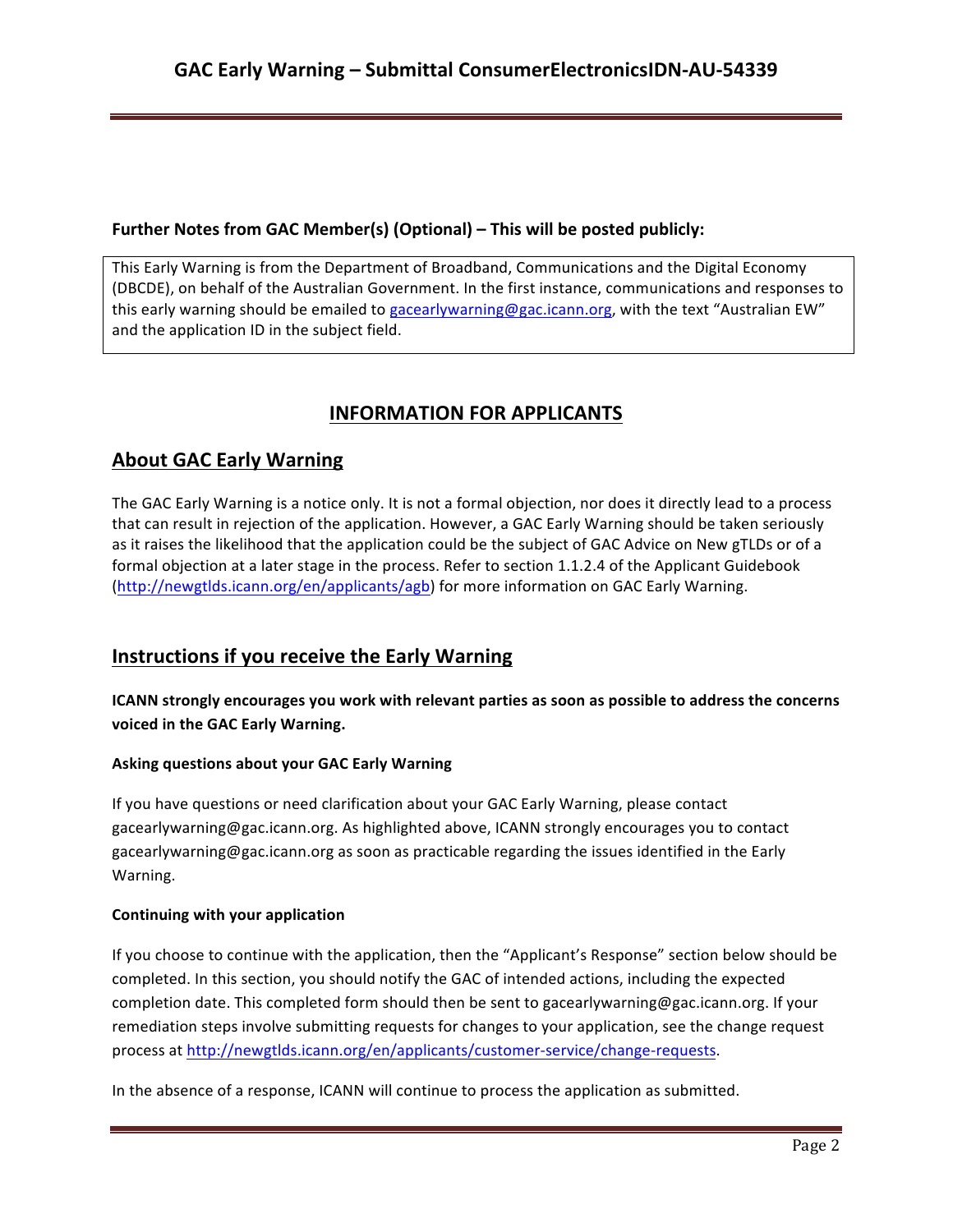**Further Notes from GAC Member(s) (Optional) – This will be posted publicly:**

This Early Warning is from the Department of Broadband, Communications and the Digital Economy (DBCDE), on behalf of the Australian Government. In the first instance, communications and responses to this early warning should be emailed to gacearlywarning@gac.icann.org, with the text "Australian EW" and the application ID in the subject field.

## INFORMATION FOR APPLICANTS

## About GAC Early Warning

The GAC Early Warning is a notice only. It is not a formal objection, nor does it directly lead to a process that can result in rejection of the application. However, a GAC Early Warning should be taken seriously as it raises the likelihood that the application could be the subject of GAC Advice on New gTLDs or of a formal objection at a later stage in the process. Refer to section 1.1.2.4 of the Applicant Guidebook (http://newgtlds.icann.org/en/applicants/agb) for more information on GAC Early Warning.

## Instructions if you receive the Early Warning

**ICANN strongly encourages you work with relevant parties as soon as possible to address the concerns voiced in the GAC Early Warning.**

#### Asking questions about your GAC Early Warning

If you have questions or need clarification about your GAC Early Warning, please contact gacearlywarning@gac.icann.org. As highlighted above, ICANN strongly encourages you to contact gacearlywarning@gac.icann.org as soon as practicable regarding the issues identified in the Early Warning.

#### Continuing with your application

If you choose to continue with the application, then the "Applicant's Response" section below should be completed. In this section, you should notify the GAC of intended actions, including the expected completion date. This completed form should then be sent to gacearlywarning@gac.icann.org. If your remediation steps involve submitting requests for changes to your application, see the change request process at http://newgtlds.icann.org/en/applicants/customer-service/change-requests.

In the absence of a response, ICANN will continue to process the application as submitted.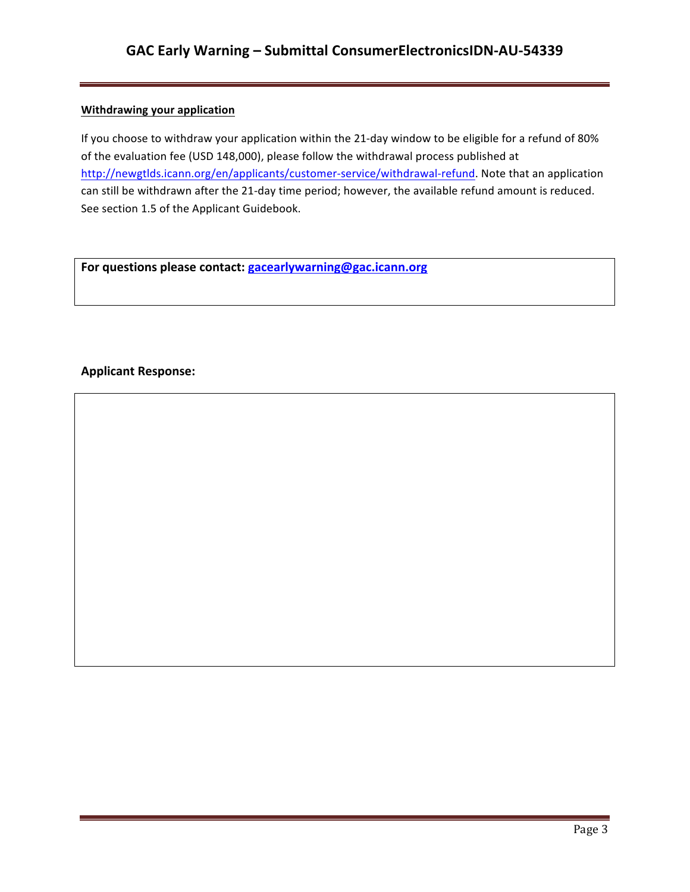**Withdrawing your application**

If you choose to withdraw your application within the 21-day window to be eligible for a refund of 80% of the evaluation fee (USD 148,000), please follow the withdrawal process published at http://newgtlds.icann.org/en/applicants/customer-service/withdrawal-refund. Note that an application can still be withdrawn after the 21-day time period; however, the available refund amount is reduced. See section 1.5 of the Applicant Guidebook.

| **For questions please contact: gacearlywarning@gac.icann.org** |
|---|

**Applicant Response:**

| |
|---|
| |